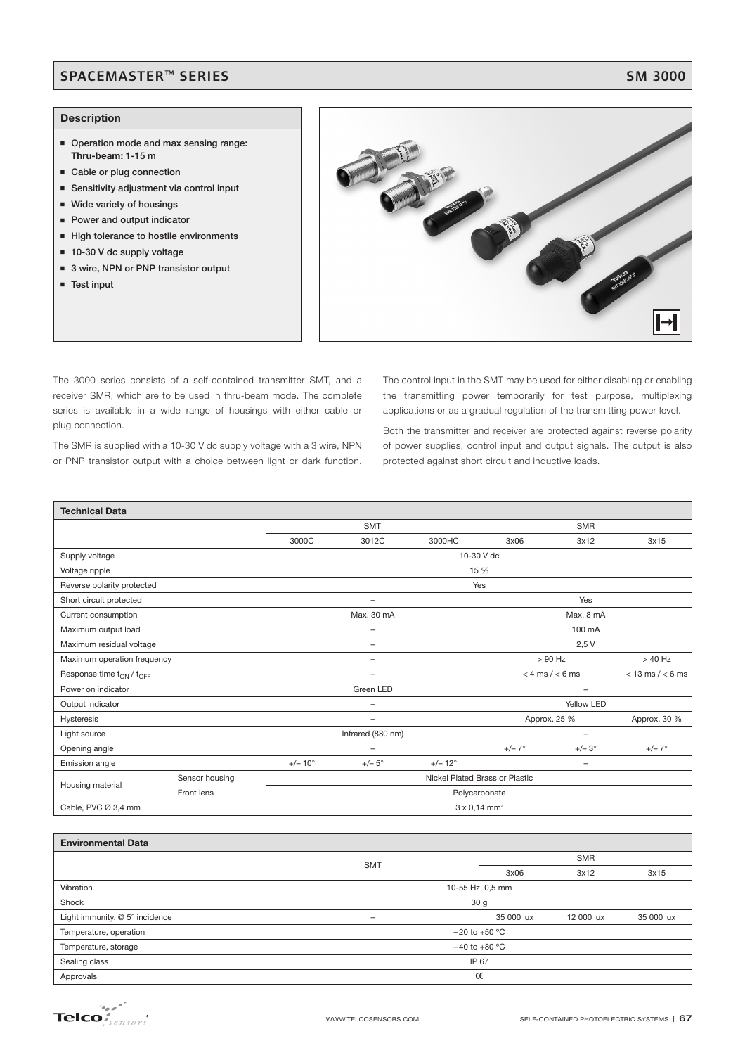# SPACEMASTER™ SERIES

## SM 3000

### Description

- Operation mode and max sensing range: **Thru-beam: 1-15 m**
- Cable or plug connection
- Sensitivity adjustment via control input
- Wide variety of housings
- Power and output indicator
- High tolerance to hostile environments
- 10-30 V dc supply voltage
- 3 wire, NPN or PNP transistor output
- Test input

The 3000 series consists of a self-contained transmitter SMT, and a receiver SMR, which are to be used in thru-beam mode. The complete series is available in a wide range of housings with either cable or plug connection.

The SMR is supplied with a 10-30 V dc supply voltage with a 3 wire, NPN or PNP transistor output with a choice between light or dark function.

The control input in the SMT may be used for either disabling or enabling the transmitting power temporarily for test purpose, multiplexing applications or as a gradual regulation of the transmitting power level.

Both the transmitter and receiver are protected against reverse polarity of power supplies, control input and output signals. The output is also protected against short circuit and inductive loads.

### Technical Data

| | | SMT | | | SMR | | |
|---|---|---|---|---|---|---|---|
| | | 3000C | 3012C | 3000HC | 3x06 | 3x12 | 3x15 |
| Supply voltage | | 10-30 V dc | | | | | |
| Voltage ripple | | 15 % | | | | | |
| Reverse polarity protected | | Yes | | | | | |
| Short circuit protected | | – | | | Yes | | |
| Current consumption | | Max. 30 mA | | | Max. 8 mA | | |
| Maximum output load | | – | | | 100 mA | | |
| Maximum residual voltage | | – | | | 2,5 V | | |
| Maximum operation frequency | | – | | | > 90 Hz | | > 40 Hz |
| Response time $t_{ON}$ / $t_{OFF}$ | | – | | | < 4 ms / < 6 ms | | < 13 ms / < 6 ms |
| Power on indicator | | Green LED | | | – | | |
| Output indicator | | – | | | Yellow LED | | |
| Hysteresis | | – | | | Approx. 25 % | | Approx. 30 % |
| Light source | | Infrared (880 nm) | | | – | | |
| Opening angle | | – | | | +/– 7° | +/– 3° | +/– 7° |
| Emission angle | | +/– 10° | +/– 5° | +/– 12° | – | | |
| Housing material | Sensor housing | Nickel Plated Brass or Plastic | | | | | |
| | Front lens | Polycarbonate | | | | | |
| Cable, PVC Ø 3,4 mm | | 3 x 0,14 mm² | | | | | |

### Environmental Data

| | SMT | SMR | | |
|---|---|---|---|---|
| | | 3x06 | 3x12 | 3x15 |
| Vibration | 10-55 Hz, 0,5 mm | | | |
| Shock | 30 g | | | |
| Light immunity, @ 5° incidence | – | 35 000 lux | 12 000 lux | 35 000 lux |
| Temperature, operation | −20 to +50 °C | | | |
| Temperature, storage | −40 to +80 °C | | | |
| Sealing class | IP 67 | | | |
| Approvals | CE | | | |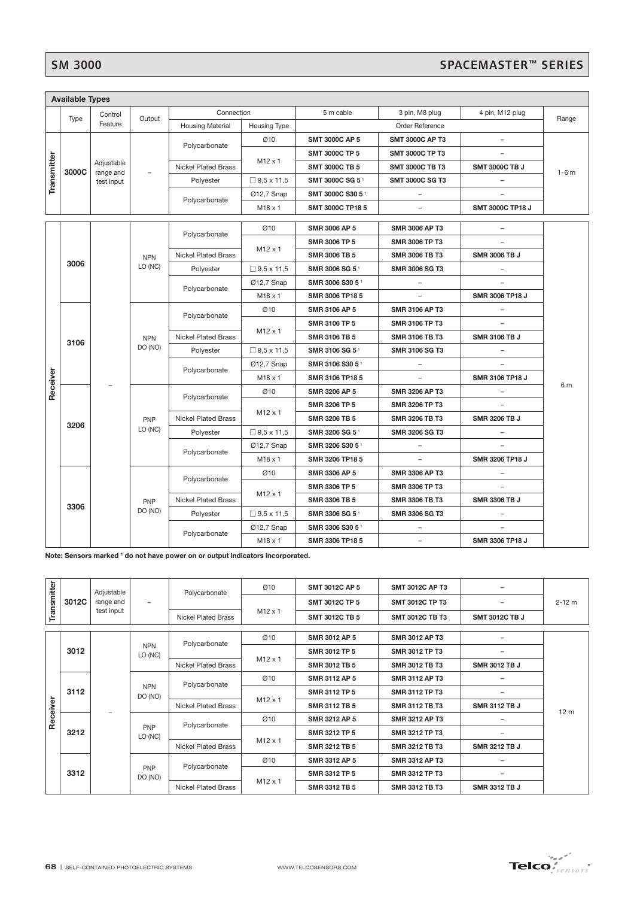## SM 3000

## SPACEMASTER™ SERIES

### Available Types

| | Type | Control Feature | Output | Connection | | 5 m cable | 3 pin, M8 plug | 4 pin, M12 plug | Range |
|---|---|---|---|---|---|---|---|---|---|
| | | | | Housing Material | Housing Type | Order Reference | | | |
| Transmitter | 3000C | Adjustable range and test input | – | Polycarbonate | Ø10 | SMT 3000C AP 5 | SMT 3000C AP T3 | – | 1-6 m |
| | | | | | M12 x 1 | SMT 3000C TP 5 | SMT 3000C TP T3 | – | |
| | | | | Nickel Plated Brass | | SMT 3000C TB 5 | SMT 3000C TB T3 | SMT 3000C TB J | |
| | | | | Polyester | □ 9,5 x 11,5 | SMT 3000C SG 5 [1] | SMT 3000C SG T3 | – | |
| | | | | Polycarbonate | Ø12,7 Snap | SMT 3000C S30 5 [1] | – | – | |
| | | | | | M18 x 1 | SMT 3000C TP18 5 | – | SMT 3000C TP18 J | |
| Receiver | 3006 | – | NPN LO (NC) | Polycarbonate | Ø10 | SMR 3006 AP 5 | SMR 3006 AP T3 | – | 6 m |
| | | | | | M12 x 1 | SMR 3006 TP 5 | SMR 3006 TP T3 | – | |
| | | | | Nickel Plated Brass | | SMR 3006 TB 5 | SMR 3006 TB T3 | SMR 3006 TB J | |
| | | | | Polyester | □ 9,5 x 11,5 | SMR 3006 SG 5 [1] | SMR 3006 SG T3 | – | |
| | | | | Polycarbonate | Ø12,7 Snap | SMR 3006 S30 5 [1] | – | – | |
| | | | | | M18 x 1 | SMR 3006 TP18 5 | – | SMR 3006 TP18 J | |
| | 3106 | | NPN DO (NO) | Polycarbonate | Ø10 | SMR 3106 AP 5 | SMR 3106 AP T3 | – | |
| | | | | | M12 x 1 | SMR 3106 TP 5 | SMR 3106 TP T3 | – | |
| | | | | Nickel Plated Brass | | SMR 3106 TB 5 | SMR 3106 TB T3 | SMR 3106 TB J | |
| | | | | Polyester | □ 9,5 x 11,5 | SMR 3106 SG 5 [1] | SMR 3106 SG T3 | – | |
| | | | | Polycarbonate | Ø12,7 Snap | SMR 3106 S30 5 [1] | – | – | |
| | | | | | M18 x 1 | SMR 3106 TP18 5 | – | SMR 3106 TP18 J | |
| | 3206 | | PNP LO (NC) | Polycarbonate | Ø10 | SMR 3206 AP 5 | SMR 3206 AP T3 | – | |
| | | | | | M12 x 1 | SMR 3206 TP 5 | SMR 3206 TP T3 | – | |
| | | | | Nickel Plated Brass | | SMR 3206 TB 5 | SMR 3206 TB T3 | SMR 3206 TB J | |
| | | | | Polyester | □ 9,5 x 11,5 | SMR 3206 SG 5 [1] | SMR 3206 SG T3 | – | |
| | | | | Polycarbonate | Ø12,7 Snap | SMR 3206 S30 5 [1] | – | – | |
| | | | | | M18 x 1 | SMR 3206 TP18 5 | – | SMR 3206 TP18 J | |
| | 3306 | | PNP DO (NO) | Polycarbonate | Ø10 | SMR 3306 AP 5 | SMR 3306 AP T3 | – | |
| | | | | | M12 x 1 | SMR 3306 TP 5 | SMR 3306 TP T3 | – | |
| | | | | Nickel Plated Brass | | SMR 3306 TB 5 | SMR 3306 TB T3 | SMR 3306 TB J | |
| | | | | Polyester | □ 9,5 x 11,5 | SMR 3306 SG 5 [1] | SMR 3306 SG T3 | – | |
| | | | | Polycarbonate | Ø12,7 Snap | SMR 3306 S30 5 [1] | – | – | |
| | | | | | M18 x 1 | SMR 3306 TP18 5 | – | SMR 3306 TP18 J | |

**Note: Sensors marked [1] do not have power on or output indicators incorporated.**

| | Type | Control Feature | Output | Housing Material | Housing Type | 5 m cable | 3 pin, M8 plug | 4 pin, M12 plug | Range |
|---|---|---|---|---|---|---|---|---|---|
| Transmitter | 3012C | Adjustable range and test input | – | Polycarbonate | Ø10 | SMT 3012C AP 5 | SMT 3012C AP T3 | – | 2-12 m |
| | | | | | M12 x 1 | SMT 3012C TP 5 | SMT 3012C TP T3 | – | |
| | | | | Nickel Plated Brass | | SMT 3012C TB 5 | SMT 3012C TB T3 | SMT 3012C TB J | |
| Receiver | 3012 | – | NPN LO (NC) | Polycarbonate | Ø10 | SMR 3012 AP 5 | SMR 3012 AP T3 | – | 12 m |
| | | | | | M12 x 1 | SMR 3012 TP 5 | SMR 3012 TP T3 | – | |
| | | | | Nickel Plated Brass | | SMR 3012 TB 5 | SMR 3012 TB T3 | SMR 3012 TB J | |
| | 3112 | | NPN DO (NO) | Polycarbonate | Ø10 | SMR 3112 AP 5 | SMR 3112 AP T3 | – | |
| | | | | | M12 x 1 | SMR 3112 TP 5 | SMR 3112 TP T3 | – | |
| | | | | Nickel Plated Brass | | SMR 3112 TB 5 | SMR 3112 TB T3 | SMR 3112 TB J | |
| | 3212 | | PNP LO (NC) | Polycarbonate | Ø10 | SMR 3212 AP 5 | SMR 3212 AP T3 | – | |
| | | | | | M12 x 1 | SMR 3212 TP 5 | SMR 3212 TP T3 | – | |
| | | | | Nickel Plated Brass | | SMR 3212 TB 5 | SMR 3212 TB T3 | SMR 3212 TB J | |
| | 3312 | | PNP DO (NO) | Polycarbonate | Ø10 | SMR 3312 AP 5 | SMR 3312 AP T3 | – | |
| | | | | | M12 x 1 | SMR 3312 TP 5 | SMR 3312 TP T3 | – | |
| | | | | Nickel Plated Brass | | SMR 3312 TB 5 | SMR 3312 TB T3 | SMR 3312 TB J | |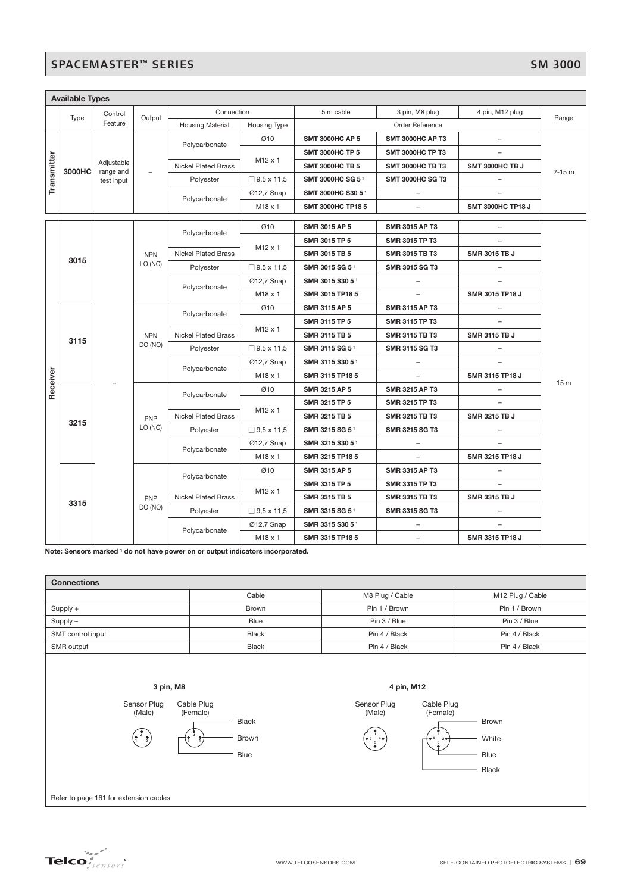## Available Types

| | Type | Control Feature | Output | Connection | | 5 m cable | 3 pin, M8 plug | 4 pin, M12 plug | Range |
|---|---|---|---|---|---|---|---|---|---|
| | | | | Housing Material | Housing Type | Order Reference | | | |
| Transmitter | 3000HC | Adjustable range and test input | – | Polycarbonate | Ø10 | **SMT 3000HC AP 5** | **SMT 3000HC AP T3** | – | 2-15 m |
| | | | | Polycarbonate | M12 x 1 | **SMT 3000HC TP 5** | **SMT 3000HC TP T3** | – | |
| | | | | Nickel Plated Brass | M12 x 1 | **SMT 3000HC TB 5** | **SMT 3000HC TB T3** | **SMT 3000HC TB J** | |
| | | | | Polyester | □ 9,5 x 11,5 | **SMT 3000HC SG 5** [1] | **SMT 3000HC SG T3** | – | |
| | | | | Polycarbonate | Ø12,7 Snap | **SMT 3000HC S30 5** [1] | – | – | |
| | | | | Polycarbonate | M18 x 1 | **SMT 3000HC TP18 5** | – | **SMT 3000HC TP18 J** | |

| | Type | Control Feature | Output | Housing Material | Housing Type | 5 m cable | 3 pin, M8 plug | 4 pin, M12 plug | Range |
|---|---|---|---|---|---|---|---|---|---|
| Receiver | 3015 | – | NPN LO (NC) | Polycarbonate | Ø10 | **SMR 3015 AP 5** | **SMR 3015 AP T3** | – | 15 m |
| | | | | Polycarbonate | M12 x 1 | **SMR 3015 TP 5** | **SMR 3015 TP T3** | – | |
| | | | | Nickel Plated Brass | M12 x 1 | **SMR 3015 TB 5** | **SMR 3015 TB T3** | **SMR 3015 TB J** | |
| | | | | Polyester | □ 9,5 x 11,5 | **SMR 3015 SG 5** [1] | **SMR 3015 SG T3** | – | |
| | | | | Polycarbonate | Ø12,7 Snap | **SMR 3015 S30 5** [1] | – | – | |
| | | | | Polycarbonate | M18 x 1 | **SMR 3015 TP18 5** | – | **SMR 3015 TP18 J** | |
| | 3115 | | NPN DO (NO) | Polycarbonate | Ø10 | **SMR 3115 AP 5** | **SMR 3115 AP T3** | – | |
| | | | | Polycarbonate | M12 x 1 | **SMR 3115 TP 5** | **SMR 3115 TP T3** | – | |
| | | | | Nickel Plated Brass | M12 x 1 | **SMR 3115 TB 5** | **SMR 3115 TB T3** | **SMR 3115 TB J** | |
| | | | | Polyester | □ 9,5 x 11,5 | **SMR 3115 SG 5** [1] | **SMR 3115 SG T3** | – | |
| | | | | Polycarbonate | Ø12,7 Snap | **SMR 3115 S30 5** [1] | – | – | |
| | | | | Polycarbonate | M18 x 1 | **SMR 3115 TP18 5** | – | **SMR 3115 TP18 J** | |
| | 3215 | | PNP LO (NC) | Polycarbonate | Ø10 | **SMR 3215 AP 5** | **SMR 3215 AP T3** | – | |
| | | | | Polycarbonate | M12 x 1 | **SMR 3215 TP 5** | **SMR 3215 TP T3** | – | |
| | | | | Nickel Plated Brass | M12 x 1 | **SMR 3215 TB 5** | **SMR 3215 TB T3** | **SMR 3215 TB J** | |
| | | | | Polyester | □ 9,5 x 11,5 | **SMR 3215 SG 5** [1] | **SMR 3215 SG T3** | – | |
| | | | | Polycarbonate | Ø12,7 Snap | **SMR 3215 S30 5** [1] | – | – | |
| | | | | Polycarbonate | M18 x 1 | **SMR 3215 TP18 5** | – | **SMR 3215 TP18 J** | |
| | 3315 | | PNP DO (NO) | Polycarbonate | Ø10 | **SMR 3315 AP 5** | **SMR 3315 AP T3** | – | |
| | | | | Polycarbonate | M12 x 1 | **SMR 3315 TP 5** | **SMR 3315 TP T3** | – | |
| | | | | Nickel Plated Brass | M12 x 1 | **SMR 3315 TB 5** | **SMR 3315 TB T3** | **SMR 3315 TB J** | |
| | | | | Polyester | □ 9,5 x 11,5 | **SMR 3315 SG 5** [1] | **SMR 3315 SG T3** | – | |
| | | | | Polycarbonate | Ø12,7 Snap | **SMR 3315 S30 5** [1] | – | – | |
| | | | | Polycarbonate | M18 x 1 | **SMR 3315 TP18 5** | – | **SMR 3315 TP18 J** | |

**Note: Sensors marked [1] do not have power on or output indicators incorporated.**

## Connections

| | Cable | M8 Plug / Cable | M12 Plug / Cable |
|---|---|---|---|
| Supply + | Brown | Pin 1 / Brown | Pin 1 / Brown |
| Supply – | Blue | Pin 3 / Blue | Pin 3 / Blue |
| SMT control input | Black | Pin 4 / Black | Pin 4 / Black |
| SMR output | Black | Pin 4 / Black | Pin 4 / Black |

**3 pin, M8**

Sensor Plug (Male) — Cable Plug (Female): Black, Brown, Blue

**4 pin, M12**

Sensor Plug (Male) — Cable Plug (Female): Brown, White, Blue, Black

Refer to page 161 for extension cables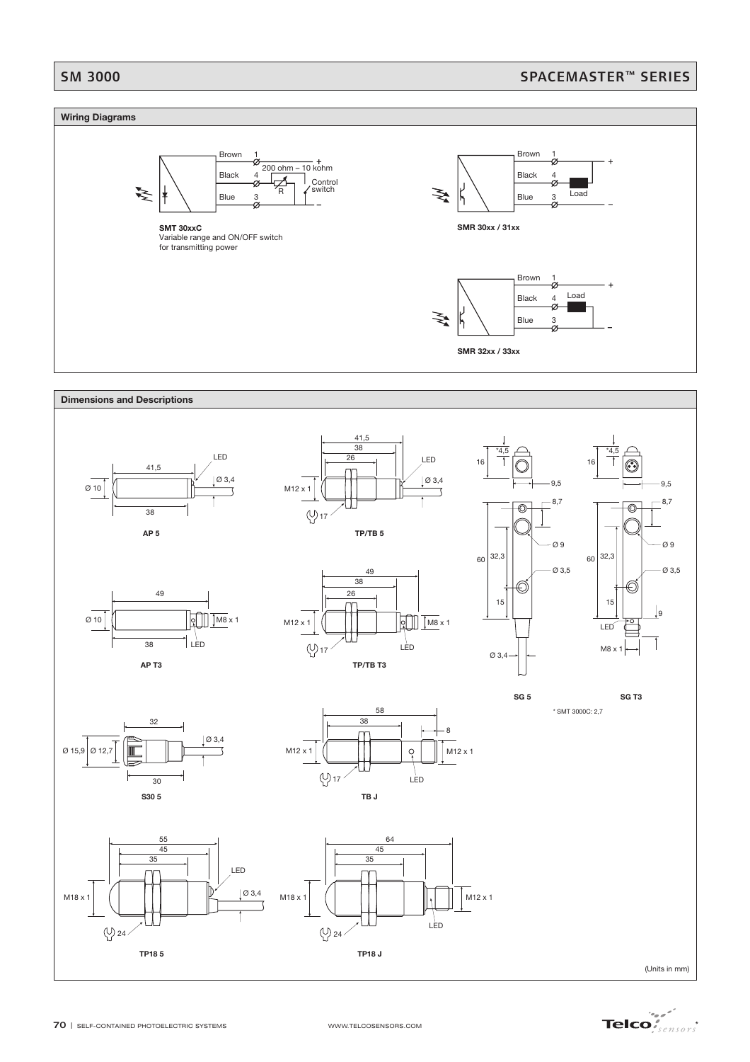## SM 3000 — SPACEMASTER™ SERIES

### Wiring Diagrams

Brown 1 +
Black 4 — 200 ohm – 10 kohm, R, Control switch
Blue 3 –

**SMT 30xxC**
Variable range and ON/OFF switch for transmitting power

Brown 1 +
Black 4 — Load
Blue 3 –

**SMR 30xx / 31xx**

Brown 1 +
Black 4 — Load
Blue 3 –

**SMR 32xx / 33xx**

### Dimensions and Descriptions

**AP 5**: 41,5; 38; Ø 10; LED; Ø 3,4

**TP/TB 5**: 41,5; 38; 26; M12 x 1; 17; LED; Ø 3,4

**SG 5**: 16; *4,5; 9,5; 8,7; Ø 9; 60; 32,3; Ø 3,5; 15; Ø 3,4

**SG T3**: 16; *4,5; 9,5; 8,7; Ø 9; 60; 32,3; Ø 3,5; 15; 9; LED; M8 x 1

**AP T3**: 49; 38; Ø 10; M8 x 1; LED

**TP/TB T3**: 49; 38; 26; M12 x 1; 17; M8 x 1; LED

\* SMT 3000C: 2,7

**S30 5**: 32; 30; Ø 15,9; Ø 12,7; Ø 3,4

**TB J**: 58; 38; 8; M12 x 1; 17; LED; M12 x 1

**TP18 5**: 55; 45; 35; M18 x 1; 24; LED; Ø 3,4

**TP18 J**: 64; 45; 35; M18 x 1; 24; M12 x 1; LED

(Units in mm)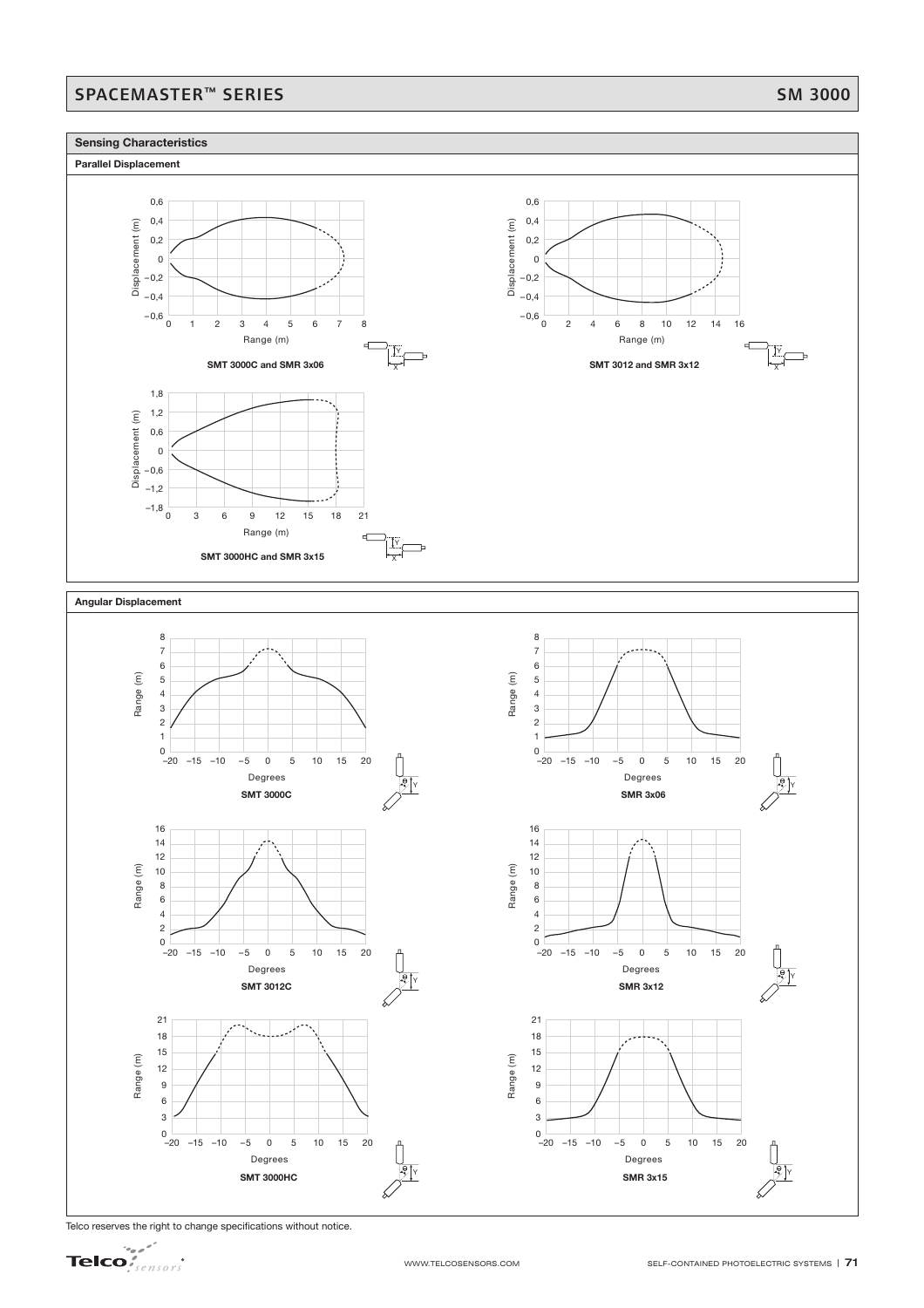## Sensing Characteristics

### Parallel Displacement

0,6
0,4
0,2
0
−0,2
−0,4
−0,6
Displacement (m)
0 1 2 3 4 5 6 7 8
Range (m)
Y
X
**SMT 3000C and SMR 3x06**

0,6
0,4
0,2
0
−0,2
−0,4
−0,6
Displacement (m)
0 2 4 6 8 10 12 14 16
Range (m)
Y
X
**SMT 3012 and SMR 3x12**

1,8
1,2
0,6
0
−0,6
−1,2
−1,8
Displacement (m)
0 3 6 9 12 15 18 21
Range (m)
Y
X
**SMT 3000HC and SMR 3x15**

### Angular Displacement

8 7 6 5 4 3 2 1 0
Range (m)
−20 −15 −10 −5 0 5 10 15 20
Degrees
θ Y
**SMT 3000C**

8 7 6 5 4 3 2 1 0
Range (m)
−20 −15 −10 −5 0 5 10 15 20
Degrees
θ Y
**SMR 3x06**

16 14 12 10 8 6 4 2 0
Range (m)
−20 −15 −10 −5 0 5 10 15 20
Degrees
θ Y
**SMT 3012C**

16 14 12 10 8 6 4 2 0
Range (m)
−20 −15 −10 −5 0 5 10 15 20
Degrees
θ Y
**SMR 3x12**

21 18 15 12 9 6 3 0
Range (m)
−20 −15 −10 −5 0 5 10 15 20
Degrees
θ Y
**SMT 3000HC**

21 18 15 12 9 6 3 0
Range (m)
−20 −15 −10 −5 0 5 10 15 20
Degrees
θ Y
**SMR 3x15**

Telco reserves the right to change specifications without notice.